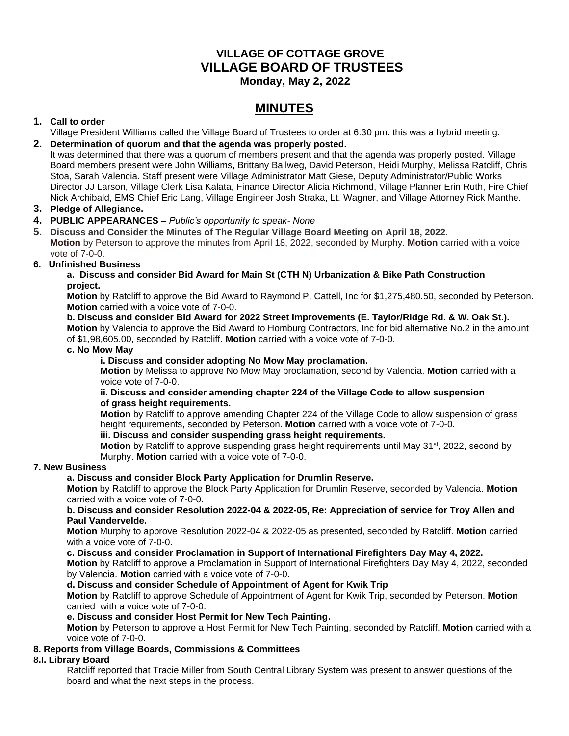# VILLAGE OF COTTAGE GROVE
# VILLAGE BOARD OF TRUSTEES
**Monday, May 2, 2022**

## MINUTES

1. **Call to order**
   Village President Williams called the Village Board of Trustees to order at 6:30 pm. this was a hybrid meeting.

2. **Determination of quorum and that the agenda was properly posted.**
   It was determined that there was a quorum of members present and that the agenda was properly posted. Village Board members present were John Williams, Brittany Ballweg, David Peterson, Heidi Murphy, Melissa Ratcliff, Chris Stoa, Sarah Valencia. Staff present were Village Administrator Matt Giese, Deputy Administrator/Public Works Director JJ Larson, Village Clerk Lisa Kalata, Finance Director Alicia Richmond, Village Planner Erin Ruth, Fire Chief Nick Archibald, EMS Chief Eric Lang, Village Engineer Josh Straka, Lt. Wagner, and Village Attorney Rick Manthe.

3. **Pledge of Allegiance.**

4. **PUBLIC APPEARANCES –** *Public's opportunity to speak- None*

5. **Discuss and Consider the Minutes of The Regular Village Board Meeting on April 18, 2022.**
   **Motion** by Peterson to approve the minutes from April 18, 2022, seconded by Murphy. **Motion** carried with a voice vote of 7-0-0.

6. **Unfinished Business**

   **a. Discuss and consider Bid Award for Main St (CTH N) Urbanization & Bike Path Construction project.**
   **Motion** by Ratcliff to approve the Bid Award to Raymond P. Cattell, Inc for $1,275,480.50, seconded by Peterson. **Motion** carried with a voice vote of 7-0-0.

   **b. Discuss and consider Bid Award for 2022 Street Improvements (E. Taylor/Ridge Rd. & W. Oak St.).**
   **Motion** by Valencia to approve the Bid Award to Homburg Contractors, Inc for bid alternative No.2 in the amount of $1,98,605.00, seconded by Ratcliff. **Motion** carried with a voice vote of 7-0-0.

   **c. No Mow May**

   **i. Discuss and consider adopting No Mow May proclamation.**
   **Motion** by Melissa to approve No Mow May proclamation, second by Valencia. **Motion** carried with a voice vote of 7-0-0.

   **ii. Discuss and consider amending chapter 224 of the Village Code to allow suspension of grass height requirements.**
   **Motion** by Ratcliff to approve amending Chapter 224 of the Village Code to allow suspension of grass height requirements, seconded by Peterson. **Motion** carried with a voice vote of 7-0-0.

   **iii. Discuss and consider suspending grass height requirements.**
   **Motion** by Ratcliff to approve suspending grass height requirements until May 31st, 2022, second by Murphy. **Motion** carried with a voice vote of 7-0-0.

7. **New Business**

   **a. Discuss and consider Block Party Application for Drumlin Reserve.**
   **Motion** by Ratcliff to approve the Block Party Application for Drumlin Reserve, seconded by Valencia. **Motion** carried with a voice vote of 7-0-0.

   **b. Discuss and consider Resolution 2022-04 & 2022-05, Re: Appreciation of service for Troy Allen and Paul Vandervelde.**
   **Motion** Murphy to approve Resolution 2022-04 & 2022-05 as presented, seconded by Ratcliff. **Motion** carried with a voice vote of 7-0-0.

   **c. Discuss and consider Proclamation in Support of International Firefighters Day May 4, 2022.**
   **Motion** by Ratcliff to approve a Proclamation in Support of International Firefighters Day May 4, 2022, seconded by Valencia. **Motion** carried with a voice vote of 7-0-0.

   **d. Discuss and consider Schedule of Appointment of Agent for Kwik Trip**
   **Motion** by Ratcliff to approve Schedule of Appointment of Agent for Kwik Trip, seconded by Peterson. **Motion** carried with a voice vote of 7-0-0.

   **e. Discuss and consider Host Permit for New Tech Painting.**
   **Motion** by Peterson to approve a Host Permit for New Tech Painting, seconded by Ratcliff. **Motion** carried with a voice vote of 7-0-0.

8. **Reports from Village Boards, Commissions & Committees**

**8.I. Library Board**

Ratcliff reported that Tracie Miller from South Central Library System was present to answer questions of the board and what the next steps in the process.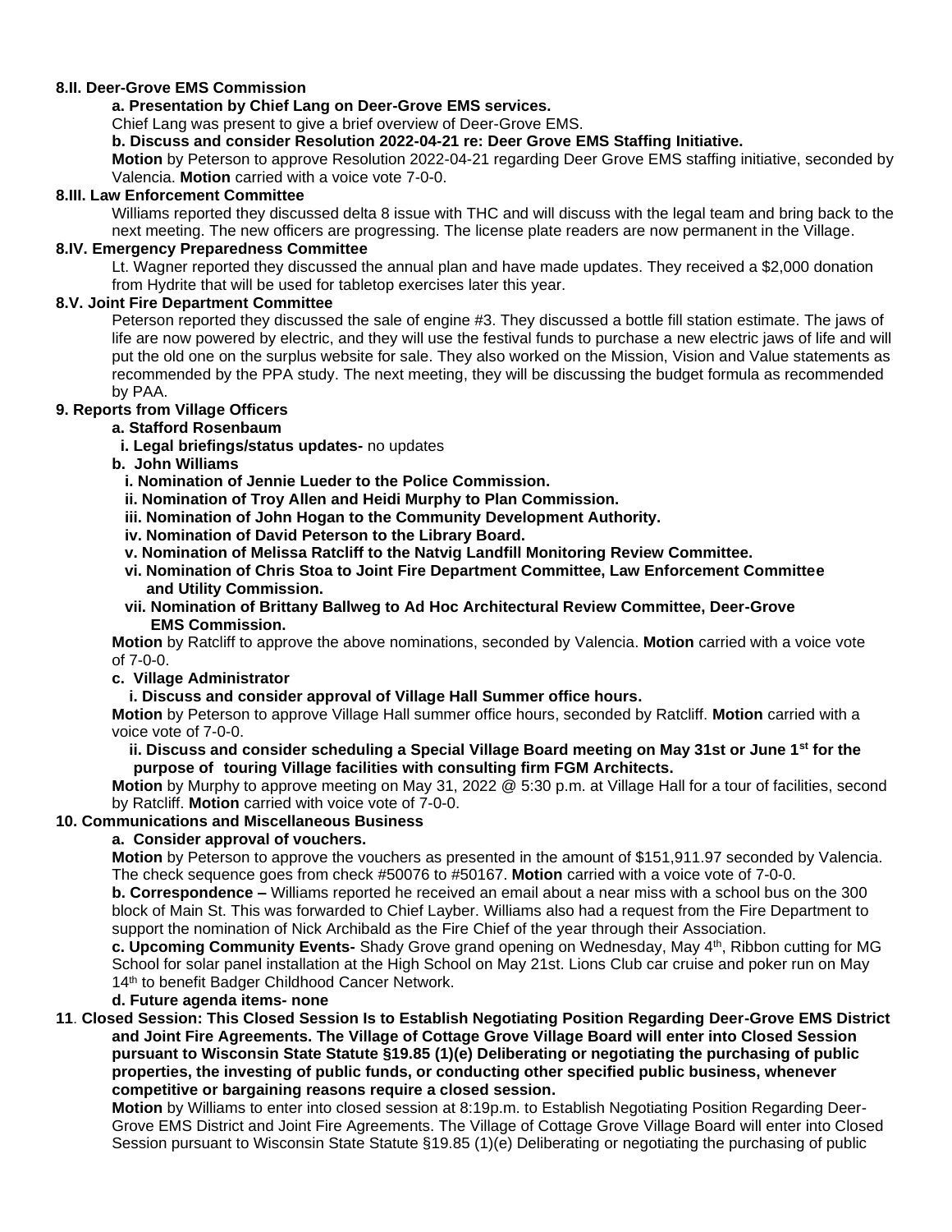**8.II. Deer-Grove EMS Commission**

**a. Presentation by Chief Lang on Deer-Grove EMS services.**

Chief Lang was present to give a brief overview of Deer-Grove EMS.

**b. Discuss and consider Resolution 2022-04-21 re: Deer Grove EMS Staffing Initiative.**

**Motion** by Peterson to approve Resolution 2022-04-21 regarding Deer Grove EMS staffing initiative, seconded by Valencia. **Motion** carried with a voice vote 7-0-0.

**8.III. Law Enforcement Committee**

Williams reported they discussed delta 8 issue with THC and will discuss with the legal team and bring back to the next meeting. The new officers are progressing. The license plate readers are now permanent in the Village.

**8.IV. Emergency Preparedness Committee**

Lt. Wagner reported they discussed the annual plan and have made updates. They received a $2,000 donation from Hydrite that will be used for tabletop exercises later this year.

**8.V. Joint Fire Department Committee**

Peterson reported they discussed the sale of engine #3. They discussed a bottle fill station estimate. The jaws of life are now powered by electric, and they will use the festival funds to purchase a new electric jaws of life and will put the old one on the surplus website for sale. They also worked on the Mission, Vision and Value statements as recommended by the PPA study. The next meeting, they will be discussing the budget formula as recommended by PAA.

**9. Reports from Village Officers**

**a. Stafford Rosenbaum**

**i. Legal briefings/status updates-** no updates

**b. John Williams**

**i. Nomination of Jennie Lueder to the Police Commission.**

**ii. Nomination of Troy Allen and Heidi Murphy to Plan Commission.**

**iii. Nomination of John Hogan to the Community Development Authority.**

**iv. Nomination of David Peterson to the Library Board.**

**v. Nomination of Melissa Ratcliff to the Natvig Landfill Monitoring Review Committee.**

**vi. Nomination of Chris Stoa to Joint Fire Department Committee, Law Enforcement Committee and Utility Commission.**

**vii. Nomination of Brittany Ballweg to Ad Hoc Architectural Review Committee, Deer-Grove EMS Commission.**

**Motion** by Ratcliff to approve the above nominations, seconded by Valencia. **Motion** carried with a voice vote of 7-0-0.

**c. Village Administrator**

**i. Discuss and consider approval of Village Hall Summer office hours.**

**Motion** by Peterson to approve Village Hall summer office hours, seconded by Ratcliff. **Motion** carried with a voice vote of 7-0-0.

**ii. Discuss and consider scheduling a Special Village Board meeting on May 31st or June 1st for the purpose of touring Village facilities with consulting firm FGM Architects.**

**Motion** by Murphy to approve meeting on May 31, 2022 @ 5:30 p.m. at Village Hall for a tour of facilities, second by Ratcliff. **Motion** carried with voice vote of 7-0-0.

**10. Communications and Miscellaneous Business**

**a. Consider approval of vouchers.**

**Motion** by Peterson to approve the vouchers as presented in the amount of $151,911.97 seconded by Valencia. The check sequence goes from check #50076 to #50167. **Motion** carried with a voice vote of 7-0-0.

**b. Correspondence –** Williams reported he received an email about a near miss with a school bus on the 300 block of Main St. This was forwarded to Chief Layber. Williams also had a request from the Fire Department to support the nomination of Nick Archibald as the Fire Chief of the year through their Association.

**c. Upcoming Community Events-** Shady Grove grand opening on Wednesday, May 4th, Ribbon cutting for MG School for solar panel installation at the High School on May 21st. Lions Club car cruise and poker run on May 14th to benefit Badger Childhood Cancer Network.

**d. Future agenda items- none**

**11. Closed Session: This Closed Session Is to Establish Negotiating Position Regarding Deer-Grove EMS District and Joint Fire Agreements. The Village of Cottage Grove Village Board will enter into Closed Session pursuant to Wisconsin State Statute §19.85 (1)(e) Deliberating or negotiating the purchasing of public properties, the investing of public funds, or conducting other specified public business, whenever competitive or bargaining reasons require a closed session.**

**Motion** by Williams to enter into closed session at 8:19p.m. to Establish Negotiating Position Regarding Deer-Grove EMS District and Joint Fire Agreements. The Village of Cottage Grove Village Board will enter into Closed Session pursuant to Wisconsin State Statute §19.85 (1)(e) Deliberating or negotiating the purchasing of public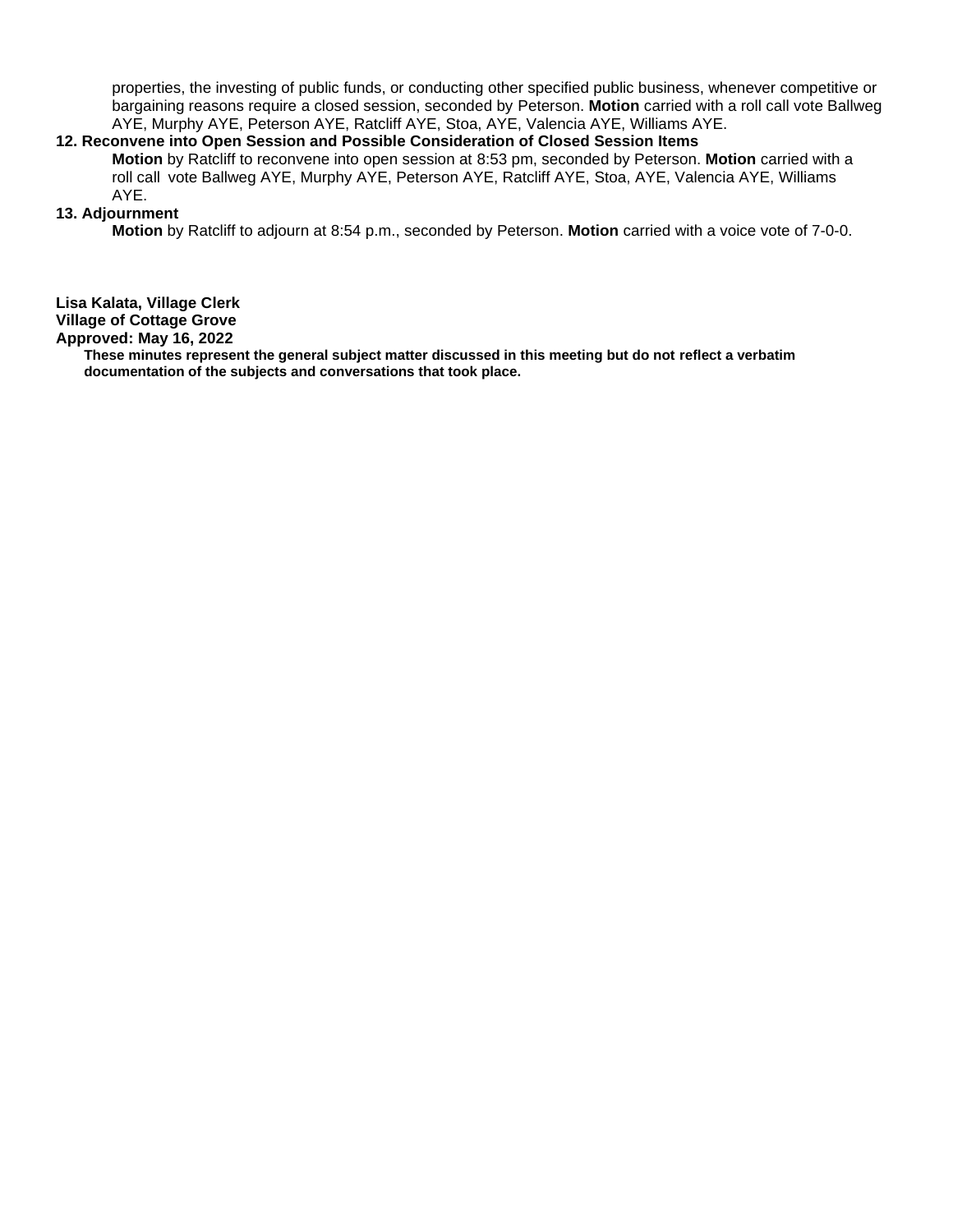properties, the investing of public funds, or conducting other specified public business, whenever competitive or bargaining reasons require a closed session, seconded by Peterson. **Motion** carried with a roll call vote Ballweg AYE, Murphy AYE, Peterson AYE, Ratcliff AYE, Stoa, AYE, Valencia AYE, Williams AYE.

**12. Reconvene into Open Session and Possible Consideration of Closed Session Items**

**Motion** by Ratcliff to reconvene into open session at 8:53 pm, seconded by Peterson. **Motion** carried with a roll call vote Ballweg AYE, Murphy AYE, Peterson AYE, Ratcliff AYE, Stoa, AYE, Valencia AYE, Williams AYE.

**13. Adjournment**

**Motion** by Ratcliff to adjourn at 8:54 p.m., seconded by Peterson. **Motion** carried with a voice vote of 7-0-0.

**Lisa Kalata, Village Clerk**
**Village of Cottage Grove**
**Approved: May 16, 2022**

**These minutes represent the general subject matter discussed in this meeting but do not reflect a verbatim documentation of the subjects and conversations that took place.**